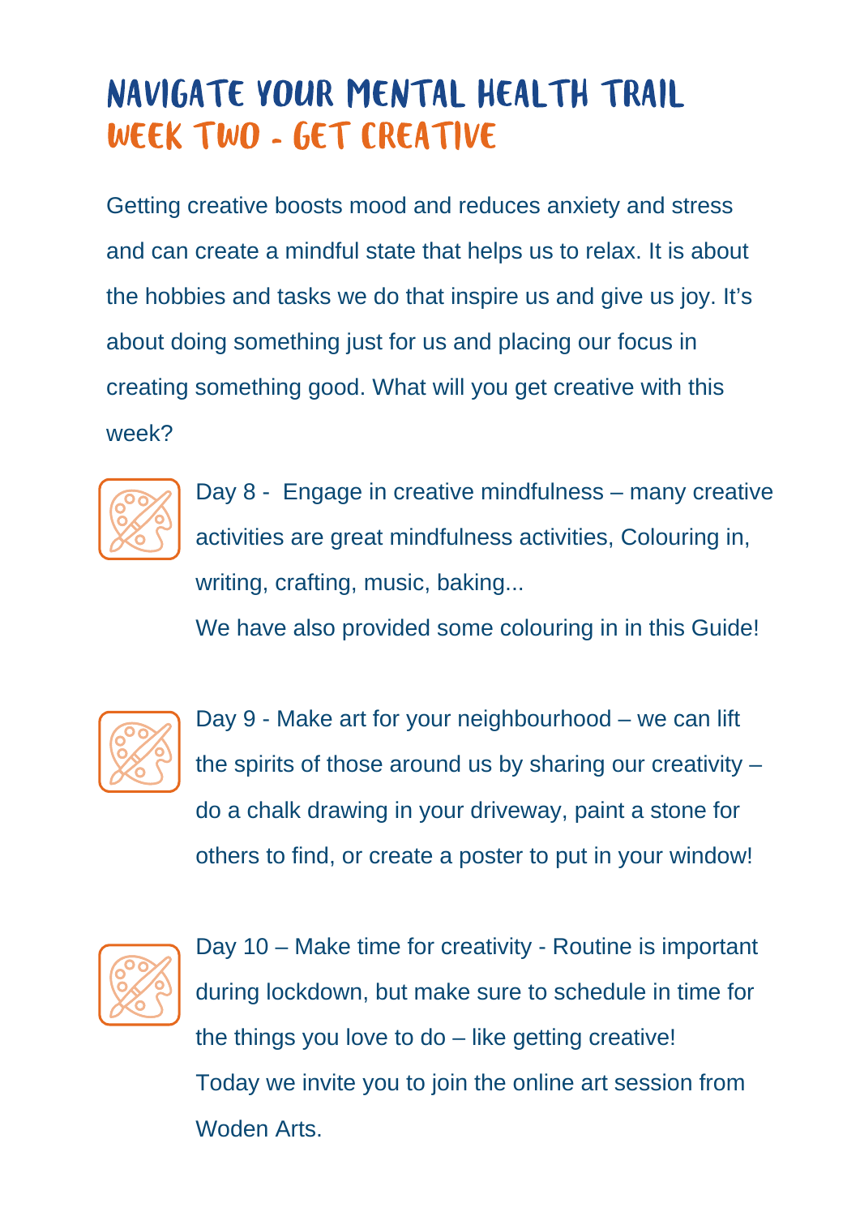# NAVIGATE YOUR MENTAL HEALTH TRAIL

## WEEK TWO - GET CREATIVE

Getting creative boosts mood and reduces anxiety and stress and can create a mindful state that helps us to relax. It is about the hobbies and tasks we do that inspire us and give us joy. It's about doing something just for us and placing our focus in creating something good. What will you get creative with this week?

Day 8 - Engage in creative mindfulness – many creative activities are great mindfulness activities, Colouring in, writing, crafting, music, baking...
We have also provided some colouring in in this Guide!

Day 9 - Make art for your neighbourhood – we can lift the spirits of those around us by sharing our creativity – do a chalk drawing in your driveway, paint a stone for others to find, or create a poster to put in your window!

Day 10 – Make time for creativity - Routine is important during lockdown, but make sure to schedule in time for the things you love to do – like getting creative!
Today we invite you to join the online art session from Woden Arts.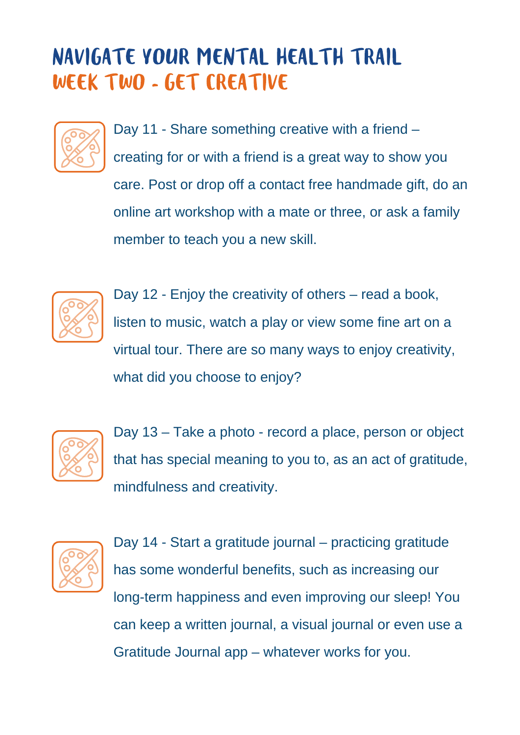# NAVIGATE YOUR MENTAL HEALTH TRAIL
## WEEK TWO - GET CREATIVE

Day 11 - Share something creative with a friend – creating for or with a friend is a great way to show you care. Post or drop off a contact free handmade gift, do an online art workshop with a mate or three, or ask a family member to teach you a new skill.

Day 12 - Enjoy the creativity of others – read a book, listen to music, watch a play or view some fine art on a virtual tour. There are so many ways to enjoy creativity, what did you choose to enjoy?

Day 13 – Take a photo - record a place, person or object that has special meaning to you to, as an act of gratitude, mindfulness and creativity.

Day 14 - Start a gratitude journal – practicing gratitude has some wonderful benefits, such as increasing our long-term happiness and even improving our sleep! You can keep a written journal, a visual journal or even use a Gratitude Journal app – whatever works for you.